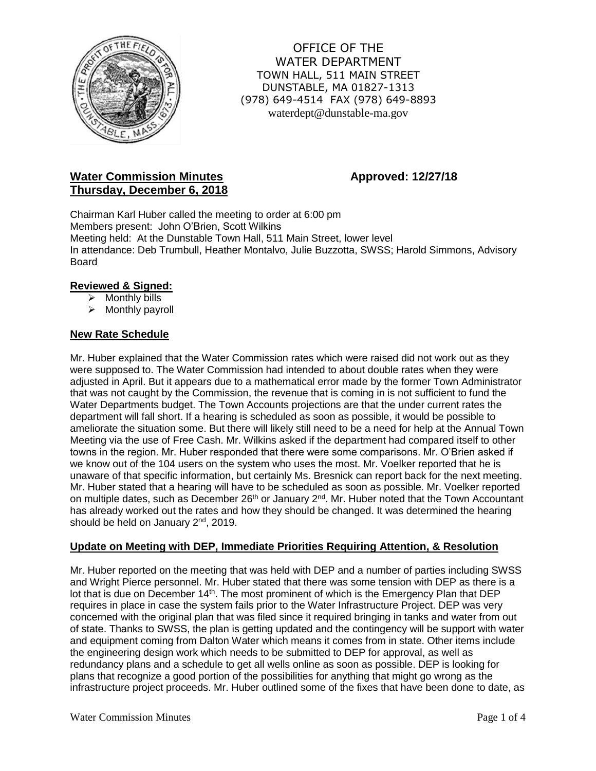OFFICE OF THE
WATER DEPARTMENT
TOWN HALL, 511 MAIN STREET
DUNSTABLE, MA 01827-1313
(978) 649-4514 FAX (978) 649-8893
waterdept@dunstable-ma.gov

**Water Commission Minutes** **Approved: 12/27/18**
**Thursday, December 6, 2018**

Chairman Karl Huber called the meeting to order at 6:00 pm
Members present: John O'Brien, Scott Wilkins
Meeting held: At the Dunstable Town Hall, 511 Main Street, lower level
In attendance: Deb Trumbull, Heather Montalvo, Julie Buzzotta, SWSS; Harold Simmons, Advisory Board

## Reviewed & Signed:

- Monthly bills
- Monthly payroll

## New Rate Schedule

Mr. Huber explained that the Water Commission rates which were raised did not work out as they were supposed to. The Water Commission had intended to about double rates when they were adjusted in April. But it appears due to a mathematical error made by the former Town Administrator that was not caught by the Commission, the revenue that is coming in is not sufficient to fund the Water Departments budget. The Town Accounts projections are that the under current rates the department will fall short. If a hearing is scheduled as soon as possible, it would be possible to ameliorate the situation some. But there will likely still need to be a need for help at the Annual Town Meeting via the use of Free Cash. Mr. Wilkins asked if the department had compared itself to other towns in the region. Mr. Huber responded that there were some comparisons. Mr. O'Brien asked if we know out of the 104 users on the system who uses the most. Mr. Voelker reported that he is unaware of that specific information, but certainly Ms. Bresnick can report back for the next meeting. Mr. Huber stated that a hearing will have to be scheduled as soon as possible. Mr. Voelker reported on multiple dates, such as December 26th or January 2nd. Mr. Huber noted that the Town Accountant has already worked out the rates and how they should be changed. It was determined the hearing should be held on January 2nd, 2019.

## Update on Meeting with DEP, Immediate Priorities Requiring Attention, & Resolution

Mr. Huber reported on the meeting that was held with DEP and a number of parties including SWSS and Wright Pierce personnel. Mr. Huber stated that there was some tension with DEP as there is a lot that is due on December 14th. The most prominent of which is the Emergency Plan that DEP requires in place in case the system fails prior to the Water Infrastructure Project. DEP was very concerned with the original plan that was filed since it required bringing in tanks and water from out of state. Thanks to SWSS, the plan is getting updated and the contingency will be support with water and equipment coming from Dalton Water which means it comes from in state. Other items include the engineering design work which needs to be submitted to DEP for approval, as well as redundancy plans and a schedule to get all wells online as soon as possible. DEP is looking for plans that recognize a good portion of the possibilities for anything that might go wrong as the infrastructure project proceeds. Mr. Huber outlined some of the fixes that have been done to date, as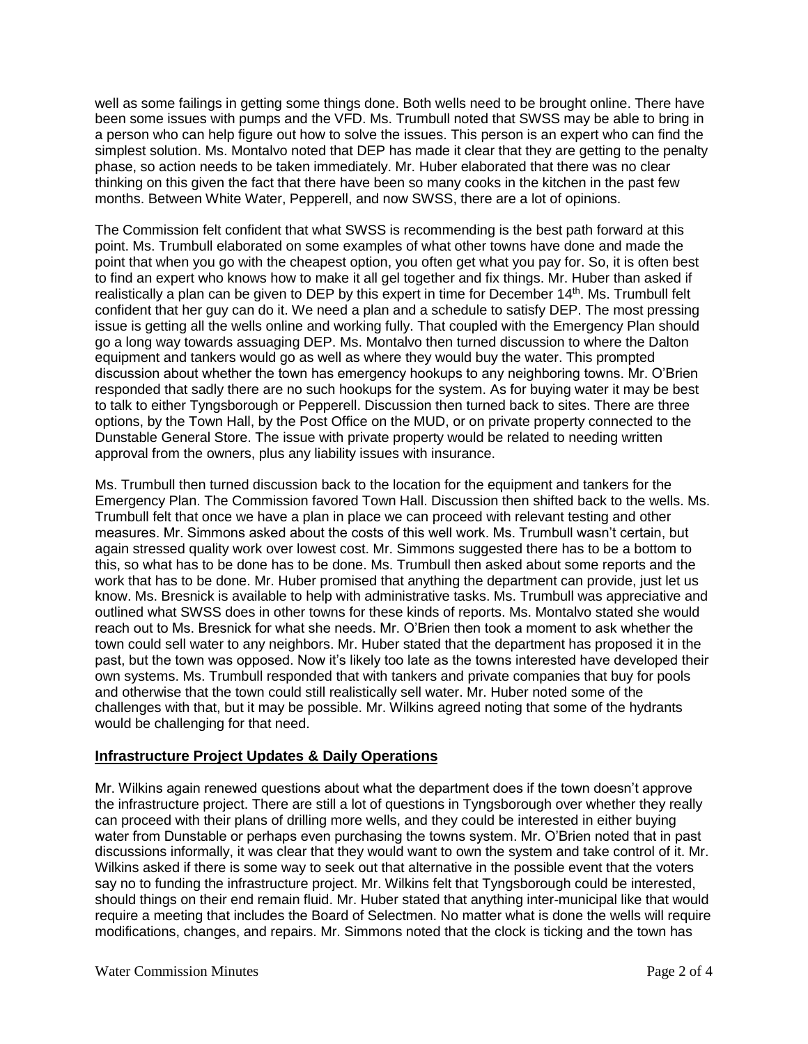well as some failings in getting some things done. Both wells need to be brought online. There have been some issues with pumps and the VFD. Ms. Trumbull noted that SWSS may be able to bring in a person who can help figure out how to solve the issues. This person is an expert who can find the simplest solution. Ms. Montalvo noted that DEP has made it clear that they are getting to the penalty phase, so action needs to be taken immediately. Mr. Huber elaborated that there was no clear thinking on this given the fact that there have been so many cooks in the kitchen in the past few months. Between White Water, Pepperell, and now SWSS, there are a lot of opinions.

The Commission felt confident that what SWSS is recommending is the best path forward at this point. Ms. Trumbull elaborated on some examples of what other towns have done and made the point that when you go with the cheapest option, you often get what you pay for. So, it is often best to find an expert who knows how to make it all gel together and fix things. Mr. Huber than asked if realistically a plan can be given to DEP by this expert in time for December 14th. Ms. Trumbull felt confident that her guy can do it. We need a plan and a schedule to satisfy DEP. The most pressing issue is getting all the wells online and working fully. That coupled with the Emergency Plan should go a long way towards assuaging DEP. Ms. Montalvo then turned discussion to where the Dalton equipment and tankers would go as well as where they would buy the water. This prompted discussion about whether the town has emergency hookups to any neighboring towns. Mr. O'Brien responded that sadly there are no such hookups for the system. As for buying water it may be best to talk to either Tyngsborough or Pepperell. Discussion then turned back to sites. There are three options, by the Town Hall, by the Post Office on the MUD, or on private property connected to the Dunstable General Store. The issue with private property would be related to needing written approval from the owners, plus any liability issues with insurance.

Ms. Trumbull then turned discussion back to the location for the equipment and tankers for the Emergency Plan. The Commission favored Town Hall. Discussion then shifted back to the wells. Ms. Trumbull felt that once we have a plan in place we can proceed with relevant testing and other measures. Mr. Simmons asked about the costs of this well work. Ms. Trumbull wasn't certain, but again stressed quality work over lowest cost. Mr. Simmons suggested there has to be a bottom to this, so what has to be done has to be done. Ms. Trumbull then asked about some reports and the work that has to be done. Mr. Huber promised that anything the department can provide, just let us know. Ms. Bresnick is available to help with administrative tasks. Ms. Trumbull was appreciative and outlined what SWSS does in other towns for these kinds of reports. Ms. Montalvo stated she would reach out to Ms. Bresnick for what she needs. Mr. O'Brien then took a moment to ask whether the town could sell water to any neighbors. Mr. Huber stated that the department has proposed it in the past, but the town was opposed. Now it's likely too late as the towns interested have developed their own systems. Ms. Trumbull responded that with tankers and private companies that buy for pools and otherwise that the town could still realistically sell water. Mr. Huber noted some of the challenges with that, but it may be possible. Mr. Wilkins agreed noting that some of the hydrants would be challenging for that need.

## Infrastructure Project Updates & Daily Operations

Mr. Wilkins again renewed questions about what the department does if the town doesn't approve the infrastructure project. There are still a lot of questions in Tyngsborough over whether they really can proceed with their plans of drilling more wells, and they could be interested in either buying water from Dunstable or perhaps even purchasing the towns system. Mr. O'Brien noted that in past discussions informally, it was clear that they would want to own the system and take control of it. Mr. Wilkins asked if there is some way to seek out that alternative in the possible event that the voters say no to funding the infrastructure project. Mr. Wilkins felt that Tyngsborough could be interested, should things on their end remain fluid. Mr. Huber stated that anything inter-municipal like that would require a meeting that includes the Board of Selectmen. No matter what is done the wells will require modifications, changes, and repairs. Mr. Simmons noted that the clock is ticking and the town has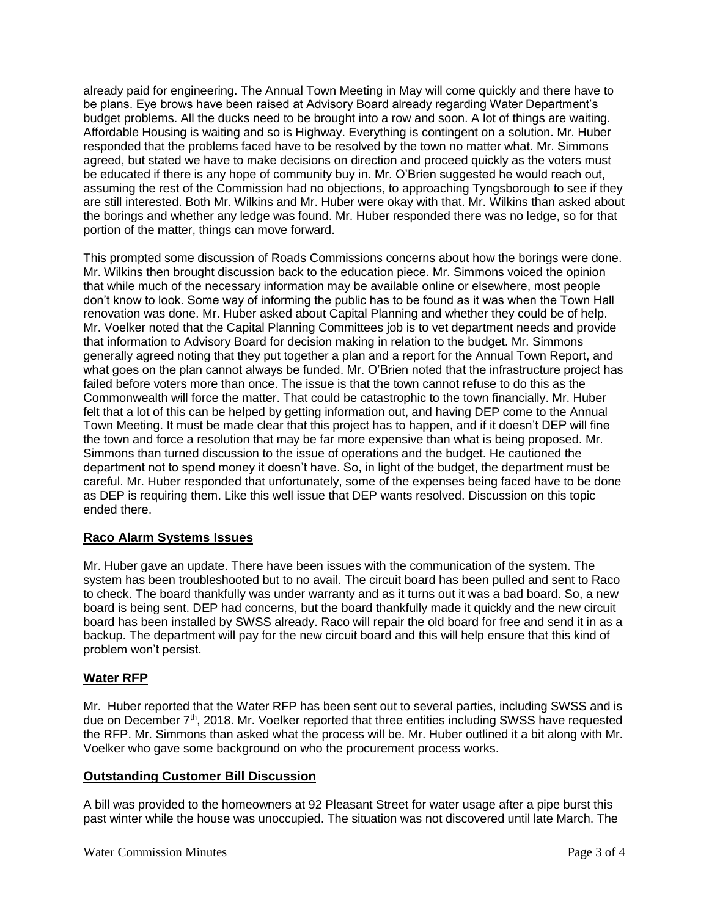already paid for engineering. The Annual Town Meeting in May will come quickly and there have to be plans. Eye brows have been raised at Advisory Board already regarding Water Department's budget problems. All the ducks need to be brought into a row and soon. A lot of things are waiting. Affordable Housing is waiting and so is Highway. Everything is contingent on a solution. Mr. Huber responded that the problems faced have to be resolved by the town no matter what. Mr. Simmons agreed, but stated we have to make decisions on direction and proceed quickly as the voters must be educated if there is any hope of community buy in. Mr. O'Brien suggested he would reach out, assuming the rest of the Commission had no objections, to approaching Tyngsborough to see if they are still interested. Both Mr. Wilkins and Mr. Huber were okay with that. Mr. Wilkins than asked about the borings and whether any ledge was found. Mr. Huber responded there was no ledge, so for that portion of the matter, things can move forward.

This prompted some discussion of Roads Commissions concerns about how the borings were done. Mr. Wilkins then brought discussion back to the education piece. Mr. Simmons voiced the opinion that while much of the necessary information may be available online or elsewhere, most people don't know to look. Some way of informing the public has to be found as it was when the Town Hall renovation was done. Mr. Huber asked about Capital Planning and whether they could be of help. Mr. Voelker noted that the Capital Planning Committees job is to vet department needs and provide that information to Advisory Board for decision making in relation to the budget. Mr. Simmons generally agreed noting that they put together a plan and a report for the Annual Town Report, and what goes on the plan cannot always be funded. Mr. O'Brien noted that the infrastructure project has failed before voters more than once. The issue is that the town cannot refuse to do this as the Commonwealth will force the matter. That could be catastrophic to the town financially. Mr. Huber felt that a lot of this can be helped by getting information out, and having DEP come to the Annual Town Meeting. It must be made clear that this project has to happen, and if it doesn't DEP will fine the town and force a resolution that may be far more expensive than what is being proposed. Mr. Simmons than turned discussion to the issue of operations and the budget. He cautioned the department not to spend money it doesn't have. So, in light of the budget, the department must be careful. Mr. Huber responded that unfortunately, some of the expenses being faced have to be done as DEP is requiring them. Like this well issue that DEP wants resolved. Discussion on this topic ended there.

## Raco Alarm Systems Issues

Mr. Huber gave an update. There have been issues with the communication of the system. The system has been troubleshooted but to no avail. The circuit board has been pulled and sent to Raco to check. The board thankfully was under warranty and as it turns out it was a bad board. So, a new board is being sent. DEP had concerns, but the board thankfully made it quickly and the new circuit board has been installed by SWSS already. Raco will repair the old board for free and send it in as a backup. The department will pay for the new circuit board and this will help ensure that this kind of problem won't persist.

## Water RFP

Mr. Huber reported that the Water RFP has been sent out to several parties, including SWSS and is due on December 7th, 2018. Mr. Voelker reported that three entities including SWSS have requested the RFP. Mr. Simmons than asked what the process will be. Mr. Huber outlined it a bit along with Mr. Voelker who gave some background on who the procurement process works.

## Outstanding Customer Bill Discussion

A bill was provided to the homeowners at 92 Pleasant Street for water usage after a pipe burst this past winter while the house was unoccupied. The situation was not discovered until late March. The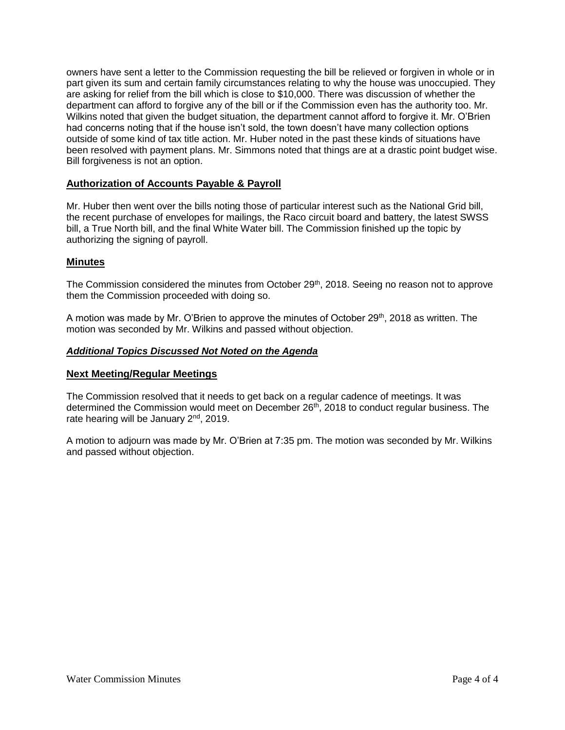owners have sent a letter to the Commission requesting the bill be relieved or forgiven in whole or in part given its sum and certain family circumstances relating to why the house was unoccupied. They are asking for relief from the bill which is close to $10,000. There was discussion of whether the department can afford to forgive any of the bill or if the Commission even has the authority too. Mr. Wilkins noted that given the budget situation, the department cannot afford to forgive it. Mr. O'Brien had concerns noting that if the house isn't sold, the town doesn't have many collection options outside of some kind of tax title action. Mr. Huber noted in the past these kinds of situations have been resolved with payment plans. Mr. Simmons noted that things are at a drastic point budget wise. Bill forgiveness is not an option.

## **Authorization of Accounts Payable & Payroll**

Mr. Huber then went over the bills noting those of particular interest such as the National Grid bill, the recent purchase of envelopes for mailings, the Raco circuit board and battery, the latest SWSS bill, a True North bill, and the final White Water bill. The Commission finished up the topic by authorizing the signing of payroll.

## **Minutes**

The Commission considered the minutes from October 29th, 2018. Seeing no reason not to approve them the Commission proceeded with doing so.

A motion was made by Mr. O'Brien to approve the minutes of October 29th, 2018 as written. The motion was seconded by Mr. Wilkins and passed without objection.

## ***Additional Topics Discussed Not Noted on the Agenda***

## **Next Meeting/Regular Meetings**

The Commission resolved that it needs to get back on a regular cadence of meetings. It was determined the Commission would meet on December 26th, 2018 to conduct regular business. The rate hearing will be January 2nd, 2019.

A motion to adjourn was made by Mr. O'Brien at 7:35 pm. The motion was seconded by Mr. Wilkins and passed without objection.